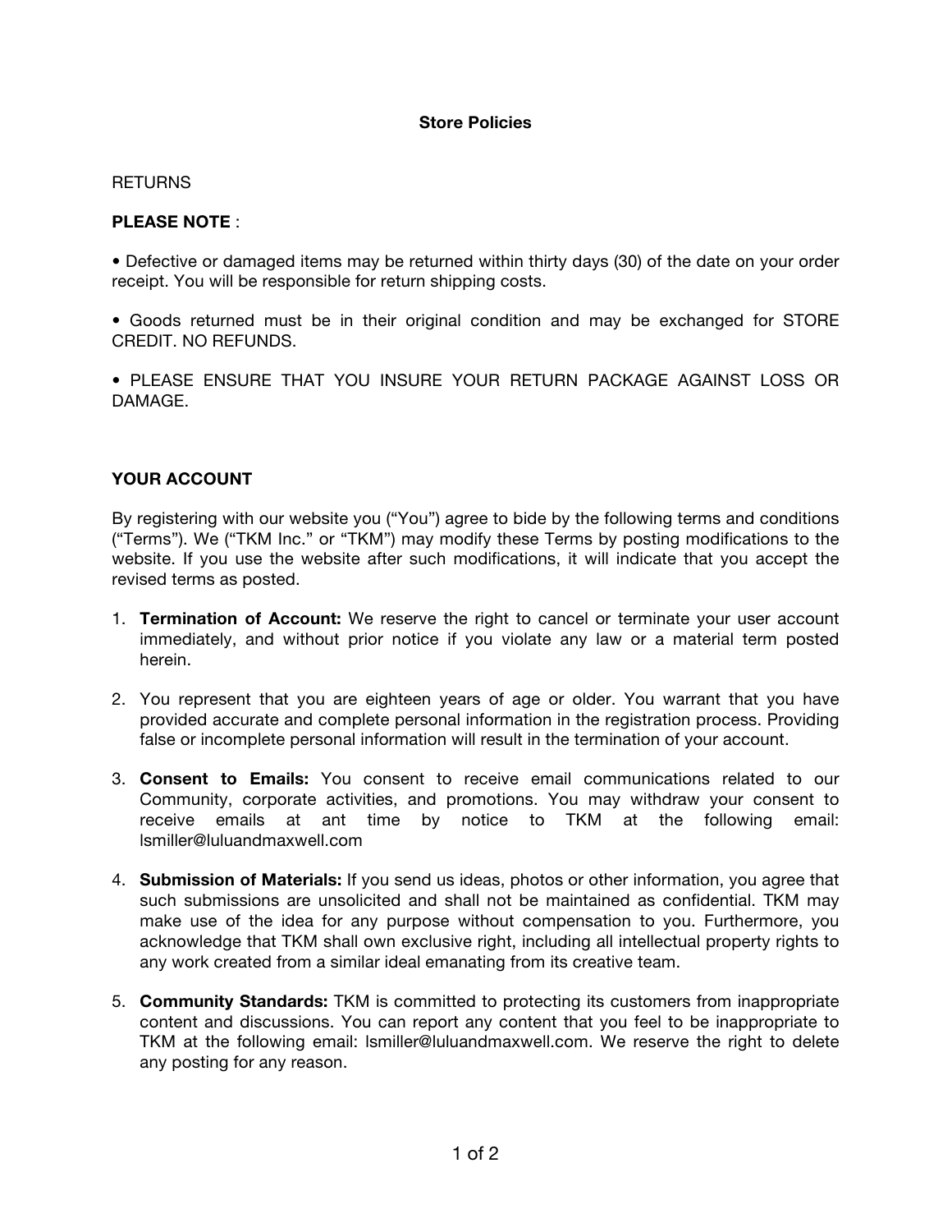# Store Policies

RETURNS

**PLEASE NOTE** :

• Defective or damaged items may be returned within thirty days (30) of the date on your order receipt. You will be responsible for return shipping costs.

• Goods returned must be in their original condition and may be exchanged for STORE CREDIT. NO REFUNDS.

• PLEASE ENSURE THAT YOU INSURE YOUR RETURN PACKAGE AGAINST LOSS OR DAMAGE.

## YOUR ACCOUNT

By registering with our website you ("You") agree to bide by the following terms and conditions ("Terms"). We ("TKM Inc." or "TKM") may modify these Terms by posting modifications to the website. If you use the website after such modifications, it will indicate that you accept the revised terms as posted.

1. **Termination of Account:** We reserve the right to cancel or terminate your user account immediately, and without prior notice if you violate any law or a material term posted herein.

2. You represent that you are eighteen years of age or older. You warrant that you have provided accurate and complete personal information in the registration process. Providing false or incomplete personal information will result in the termination of your account.

3. **Consent to Emails:** You consent to receive email communications related to our Community, corporate activities, and promotions. You may withdraw your consent to receive emails at ant time by notice to TKM at the following email: lsmiller@luluandmaxwell.com

4. **Submission of Materials:** If you send us ideas, photos or other information, you agree that such submissions are unsolicited and shall not be maintained as confidential. TKM may make use of the idea for any purpose without compensation to you. Furthermore, you acknowledge that TKM shall own exclusive right, including all intellectual property rights to any work created from a similar ideal emanating from its creative team.

5. **Community Standards:** TKM is committed to protecting its customers from inappropriate content and discussions. You can report any content that you feel to be inappropriate to TKM at the following email: lsmiller@luluandmaxwell.com. We reserve the right to delete any posting for any reason.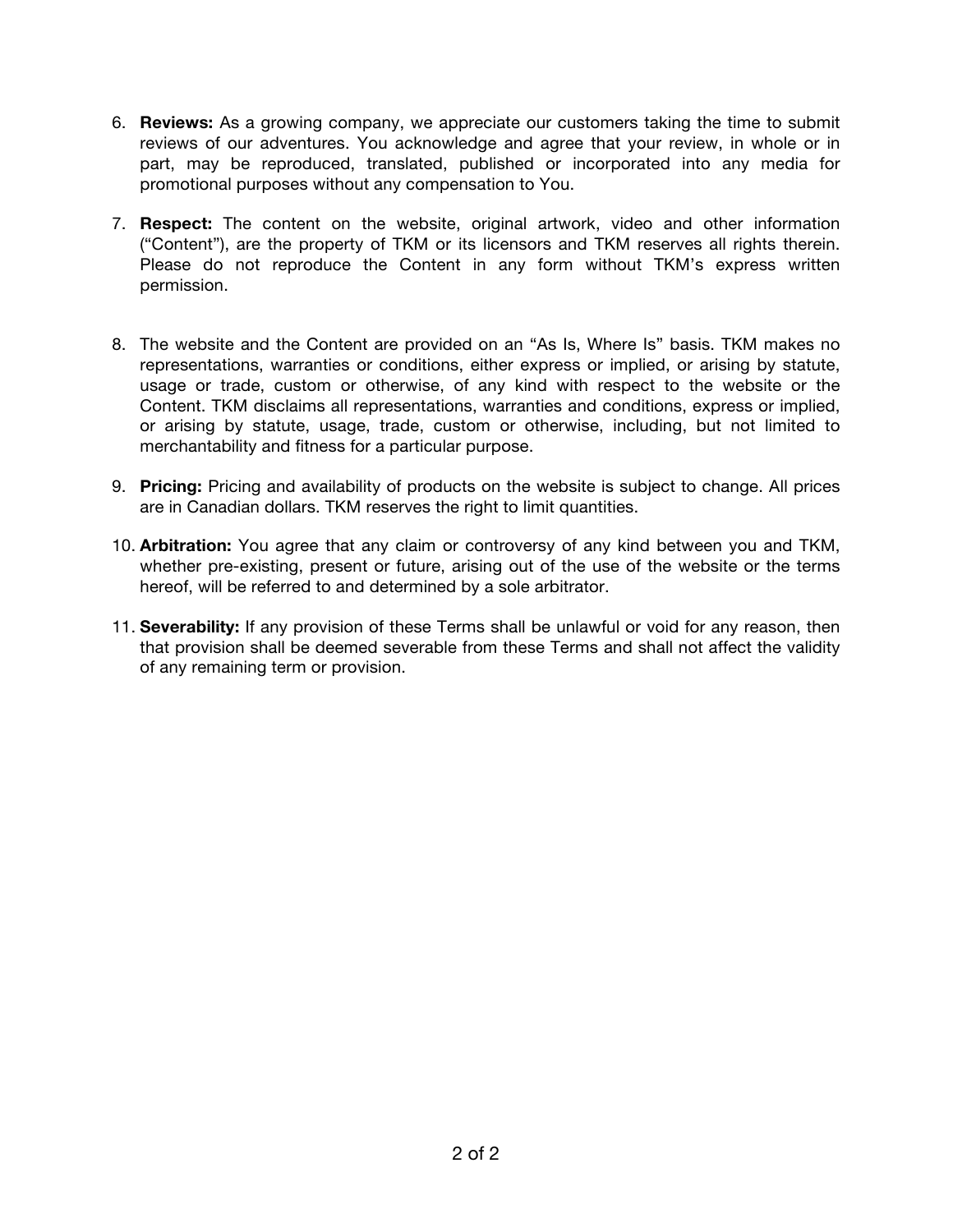6. **Reviews:** As a growing company, we appreciate our customers taking the time to submit reviews of our adventures. You acknowledge and agree that your review, in whole or in part, may be reproduced, translated, published or incorporated into any media for promotional purposes without any compensation to You.

7. **Respect:** The content on the website, original artwork, video and other information ("Content"), are the property of TKM or its licensors and TKM reserves all rights therein. Please do not reproduce the Content in any form without TKM's express written permission.

8. The website and the Content are provided on an "As Is, Where Is" basis. TKM makes no representations, warranties or conditions, either express or implied, or arising by statute, usage or trade, custom or otherwise, of any kind with respect to the website or the Content. TKM disclaims all representations, warranties and conditions, express or implied, or arising by statute, usage, trade, custom or otherwise, including, but not limited to merchantability and fitness for a particular purpose.

9. **Pricing:** Pricing and availability of products on the website is subject to change. All prices are in Canadian dollars. TKM reserves the right to limit quantities.

10. **Arbitration:** You agree that any claim or controversy of any kind between you and TKM, whether pre-existing, present or future, arising out of the use of the website or the terms hereof, will be referred to and determined by a sole arbitrator.

11. **Severability:** If any provision of these Terms shall be unlawful or void for any reason, then that provision shall be deemed severable from these Terms and shall not affect the validity of any remaining term or provision.